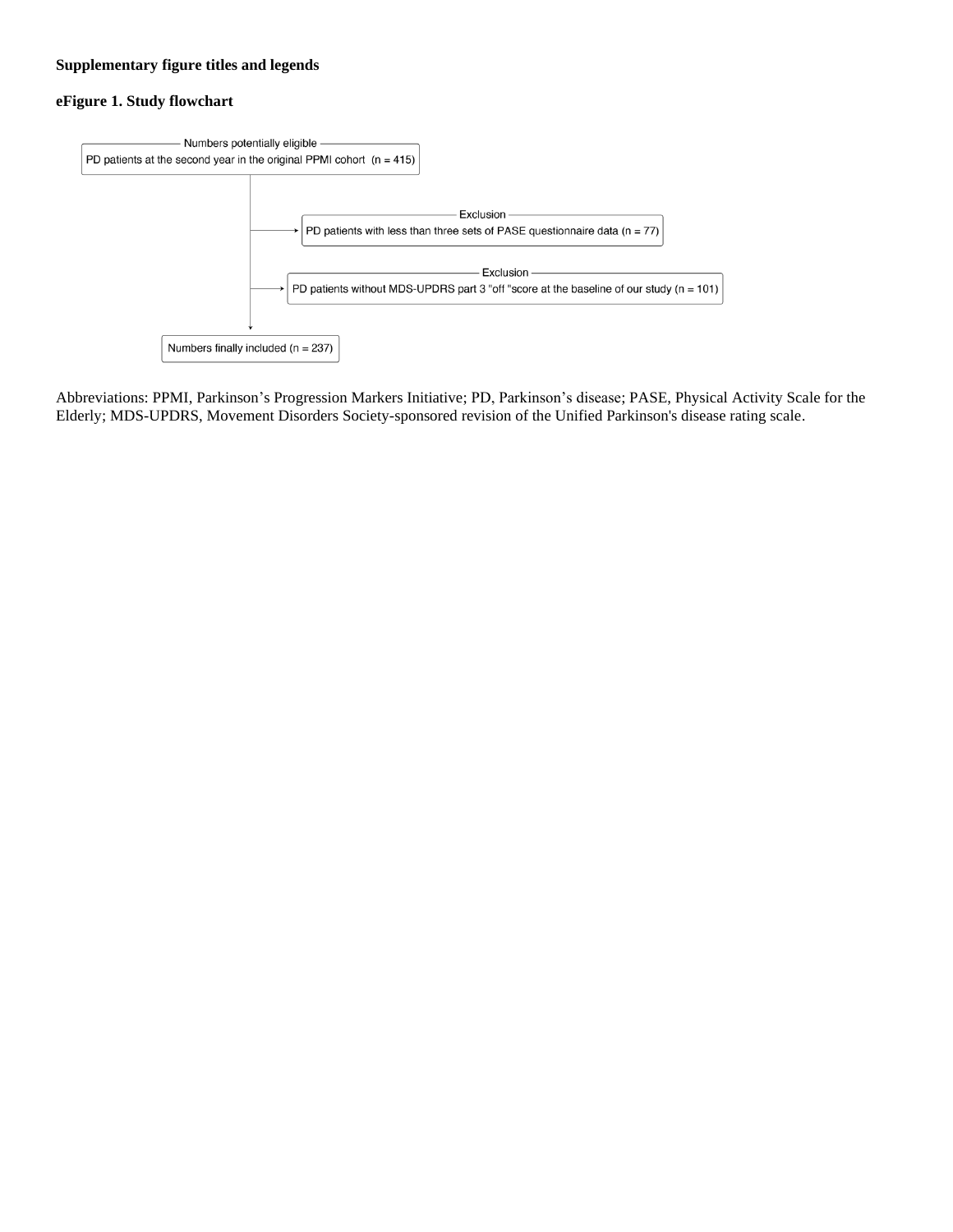**Supplementary figure titles and legends**

**eFigure 1. Study flowchart**

Numbers potentially eligible

PD patients at the second year in the original PPMI cohort (n = 415)

Exclusion

PD patients with less than three sets of PASE questionnaire data (n = 77)

Exclusion

PD patients without MDS-UPDRS part 3 "off "score at the baseline of our study (n = 101)

Numbers finally included (n = 237)

Abbreviations: PPMI, Parkinson's Progression Markers Initiative; PD, Parkinson's disease; PASE, Physical Activity Scale for the Elderly; MDS-UPDRS, Movement Disorders Society-sponsored revision of the Unified Parkinson's disease rating scale.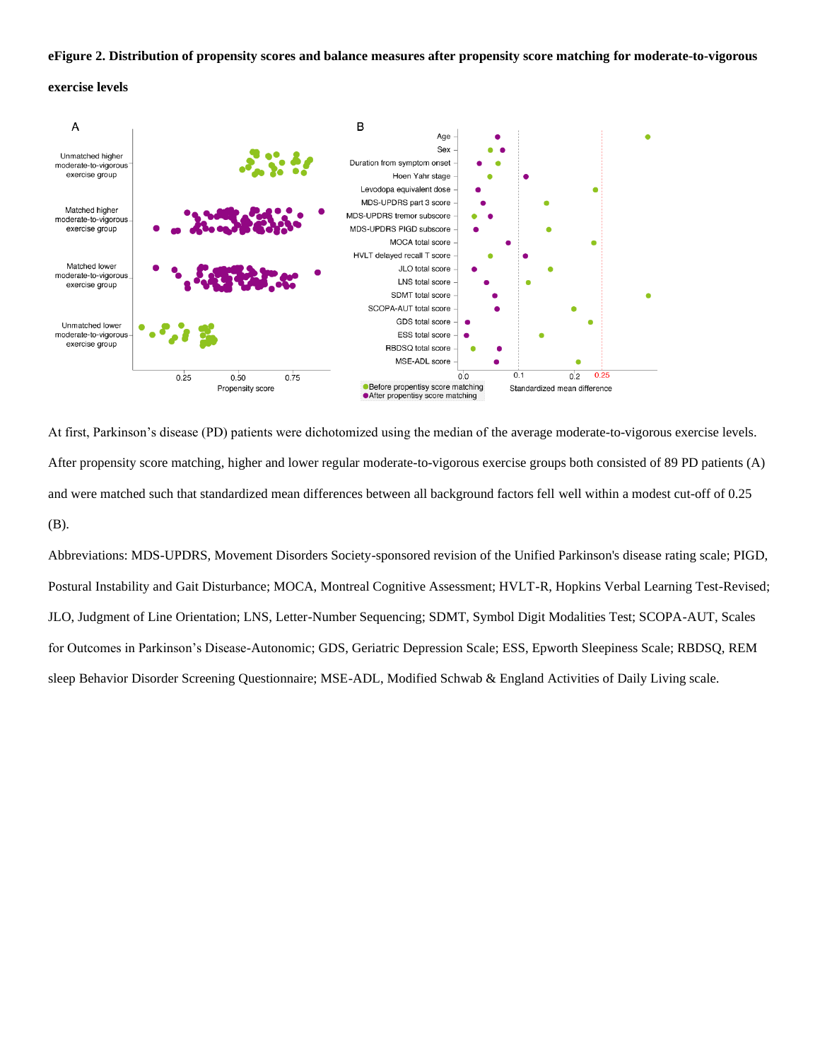**eFigure 2. Distribution of propensity scores and balance measures after propensity score matching for moderate-to-vigorous exercise levels**

At first, Parkinson's disease (PD) patients were dichotomized using the median of the average moderate-to-vigorous exercise levels. After propensity score matching, higher and lower regular moderate-to-vigorous exercise groups both consisted of 89 PD patients (A) and were matched such that standardized mean differences between all background factors fell well within a modest cut-off of 0.25 (B).

Abbreviations: MDS-UPDRS, Movement Disorders Society-sponsored revision of the Unified Parkinson's disease rating scale; PIGD, Postural Instability and Gait Disturbance; MOCA, Montreal Cognitive Assessment; HVLT-R, Hopkins Verbal Learning Test-Revised; JLO, Judgment of Line Orientation; LNS, Letter-Number Sequencing; SDMT, Symbol Digit Modalities Test; SCOPA-AUT, Scales for Outcomes in Parkinson's Disease-Autonomic; GDS, Geriatric Depression Scale; ESS, Epworth Sleepiness Scale; RBDSQ, REM sleep Behavior Disorder Screening Questionnaire; MSE-ADL, Modified Schwab & England Activities of Daily Living scale.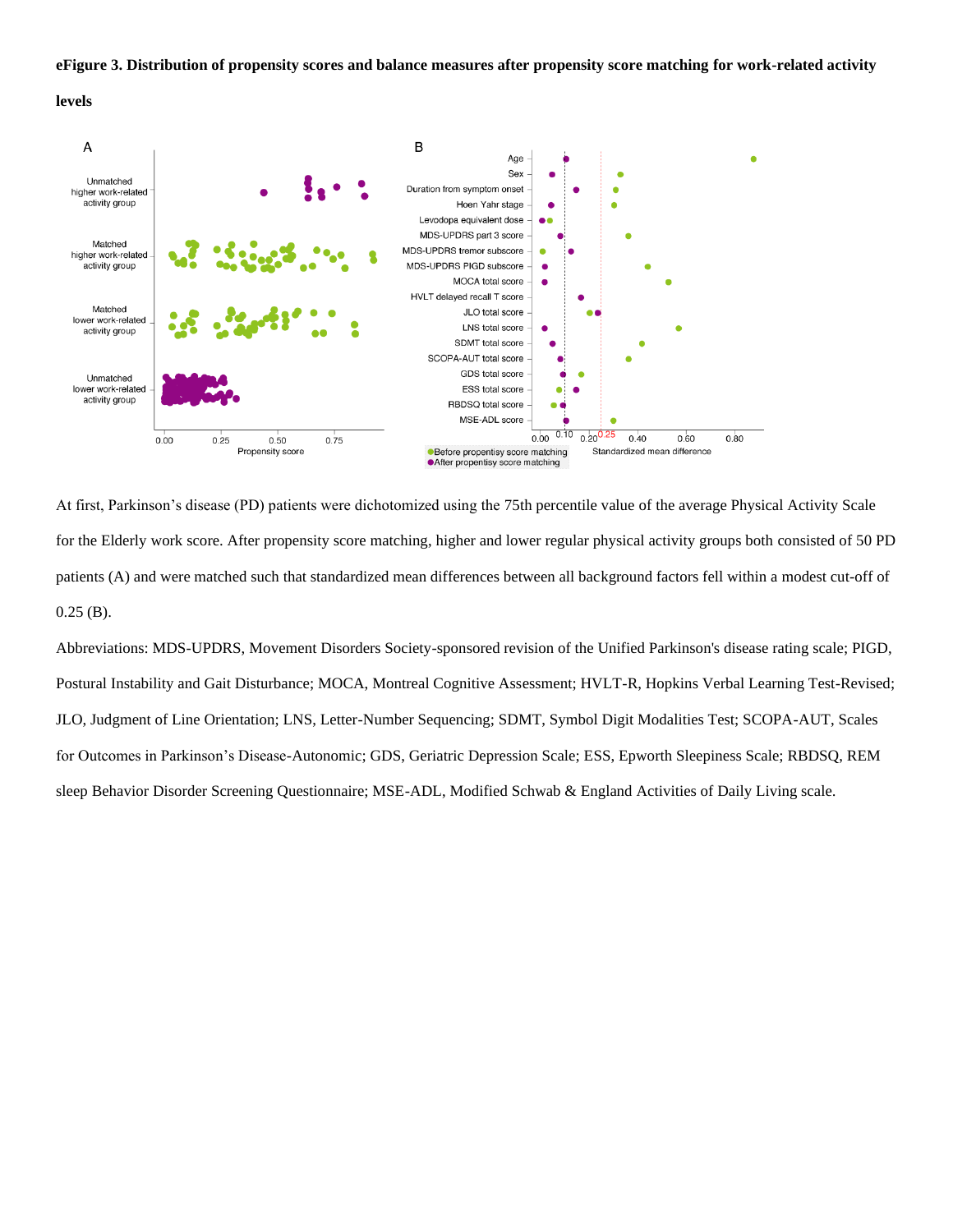**eFigure 3. Distribution of propensity scores and balance measures after propensity score matching for work-related activity levels**

At first, Parkinson's disease (PD) patients were dichotomized using the 75th percentile value of the average Physical Activity Scale for the Elderly work score. After propensity score matching, higher and lower regular physical activity groups both consisted of 50 PD patients (A) and were matched such that standardized mean differences between all background factors fell within a modest cut-off of 0.25 (B).

Abbreviations: MDS-UPDRS, Movement Disorders Society-sponsored revision of the Unified Parkinson's disease rating scale; PIGD, Postural Instability and Gait Disturbance; MOCA, Montreal Cognitive Assessment; HVLT-R, Hopkins Verbal Learning Test-Revised; JLO, Judgment of Line Orientation; LNS, Letter-Number Sequencing; SDMT, Symbol Digit Modalities Test; SCOPA-AUT, Scales for Outcomes in Parkinson's Disease-Autonomic; GDS, Geriatric Depression Scale; ESS, Epworth Sleepiness Scale; RBDSQ, REM sleep Behavior Disorder Screening Questionnaire; MSE-ADL, Modified Schwab & England Activities of Daily Living scale.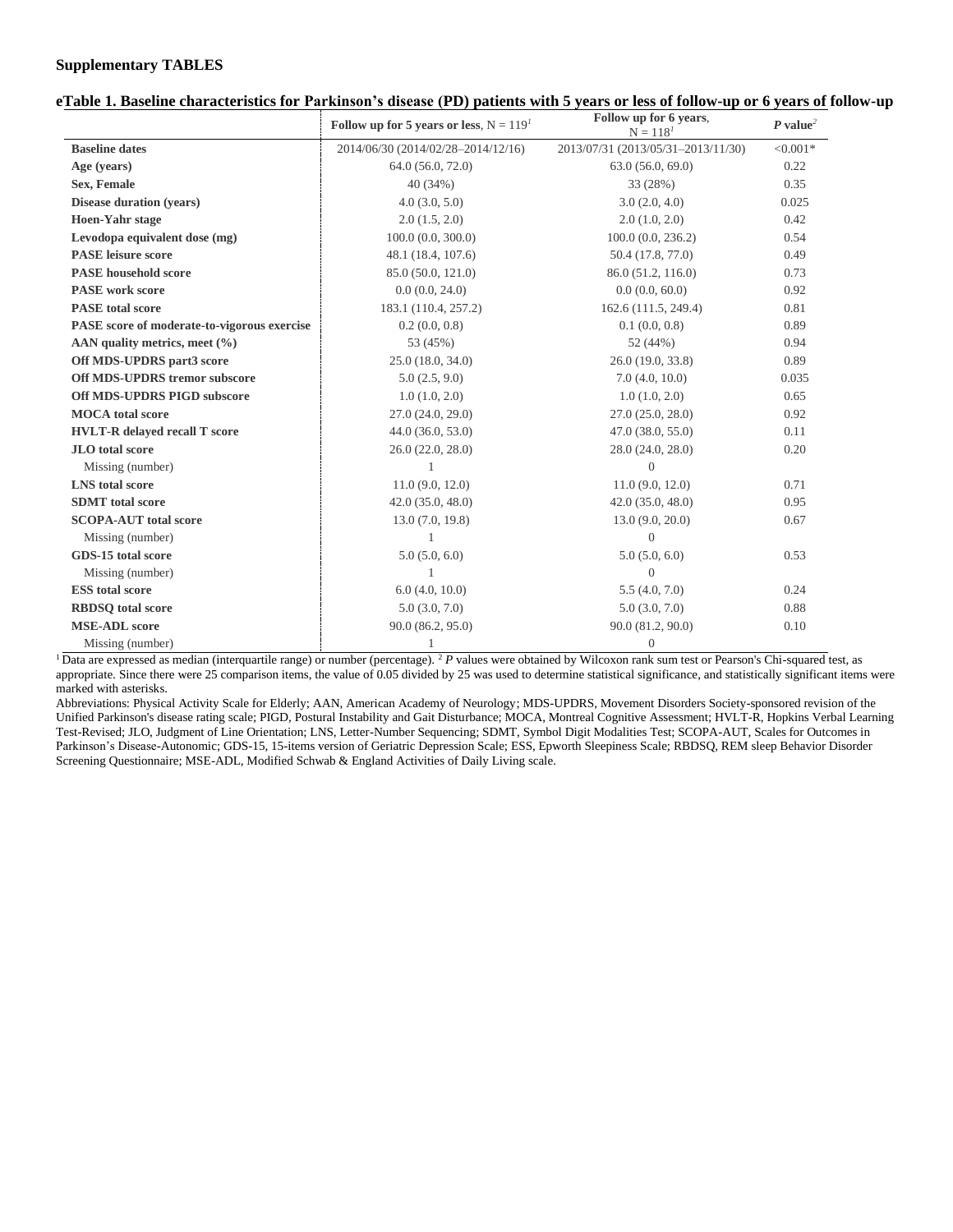## Supplementary TABLES

**eTable 1. Baseline characteristics for Parkinson's disease (PD) patients with 5 years or less of follow-up or 6 years of follow-up**

| | **Follow up for 5 years or less**, N = 119[1] | **Follow up for 6 years**, N = 118[1] | ***P* value**[2] |
|---|---|---|---|
| **Baseline dates** | 2014/06/30 (2014/02/28–2014/12/16) | 2013/07/31 (2013/05/31–2013/11/30) | <0.001* |
| **Age (years)** | 64.0 (56.0, 72.0) | 63.0 (56.0, 69.0) | 0.22 |
| **Sex, Female** | 40 (34%) | 33 (28%) | 0.35 |
| **Disease duration (years)** | 4.0 (3.0, 5.0) | 3.0 (2.0, 4.0) | 0.025 |
| **Hoen-Yahr stage** | 2.0 (1.5, 2.0) | 2.0 (1.0, 2.0) | 0.42 |
| **Levodopa equivalent dose (mg)** | 100.0 (0.0, 300.0) | 100.0 (0.0, 236.2) | 0.54 |
| **PASE leisure score** | 48.1 (18.4, 107.6) | 50.4 (17.8, 77.0) | 0.49 |
| **PASE household score** | 85.0 (50.0, 121.0) | 86.0 (51.2, 116.0) | 0.73 |
| **PASE work score** | 0.0 (0.0, 24.0) | 0.0 (0.0, 60.0) | 0.92 |
| **PASE total score** | 183.1 (110.4, 257.2) | 162.6 (111.5, 249.4) | 0.81 |
| **PASE score of moderate-to-vigorous exercise** | 0.2 (0.0, 0.8) | 0.1 (0.0, 0.8) | 0.89 |
| **AAN quality metrics, meet (%)** | 53 (45%) | 52 (44%) | 0.94 |
| **Off MDS-UPDRS part3 score** | 25.0 (18.0, 34.0) | 26.0 (19.0, 33.8) | 0.89 |
| **Off MDS-UPDRS tremor subscore** | 5.0 (2.5, 9.0) | 7.0 (4.0, 10.0) | 0.035 |
| **Off MDS-UPDRS PIGD subscore** | 1.0 (1.0, 2.0) | 1.0 (1.0, 2.0) | 0.65 |
| **MOCA total score** | 27.0 (24.0, 29.0) | 27.0 (25.0, 28.0) | 0.92 |
| **HVLT-R delayed recall T score** | 44.0 (36.0, 53.0) | 47.0 (38.0, 55.0) | 0.11 |
| **JLO total score** | 26.0 (22.0, 28.0) | 28.0 (24.0, 28.0) | 0.20 |
| Missing (number) | 1 | 0 | |
| **LNS total score** | 11.0 (9.0, 12.0) | 11.0 (9.0, 12.0) | 0.71 |
| **SDMT total score** | 42.0 (35.0, 48.0) | 42.0 (35.0, 48.0) | 0.95 |
| **SCOPA-AUT total score** | 13.0 (7.0, 19.8) | 13.0 (9.0, 20.0) | 0.67 |
| Missing (number) | 1 | 0 | |
| **GDS-15 total score** | 5.0 (5.0, 6.0) | 5.0 (5.0, 6.0) | 0.53 |
| Missing (number) | 1 | 0 | |
| **ESS total score** | 6.0 (4.0, 10.0) | 5.5 (4.0, 7.0) | 0.24 |
| **RBDSQ total score** | 5.0 (3.0, 7.0) | 5.0 (3.0, 7.0) | 0.88 |
| **MSE-ADL score** | 90.0 (86.2, 95.0) | 90.0 (81.2, 90.0) | 0.10 |
| Missing (number) | 1 | 0 | |

[1] Data are expressed as median (interquartile range) or number (percentage). [2] *P* values were obtained by Wilcoxon rank sum test or Pearson's Chi-squared test, as appropriate. Since there were 25 comparison items, the value of 0.05 divided by 25 was used to determine statistical significance, and statistically significant items were marked with asterisks.

Abbreviations: Physical Activity Scale for Elderly; AAN, American Academy of Neurology; MDS-UPDRS, Movement Disorders Society-sponsored revision of the Unified Parkinson's disease rating scale; PIGD, Postural Instability and Gait Disturbance; MOCA, Montreal Cognitive Assessment; HVLT-R, Hopkins Verbal Learning Test-Revised; JLO, Judgment of Line Orientation; LNS, Letter-Number Sequencing; SDMT, Symbol Digit Modalities Test; SCOPA-AUT, Scales for Outcomes in Parkinson's Disease-Autonomic; GDS-15, 15-items version of Geriatric Depression Scale; ESS, Epworth Sleepiness Scale; RBDSQ, REM sleep Behavior Disorder Screening Questionnaire; MSE-ADL, Modified Schwab & England Activities of Daily Living scale.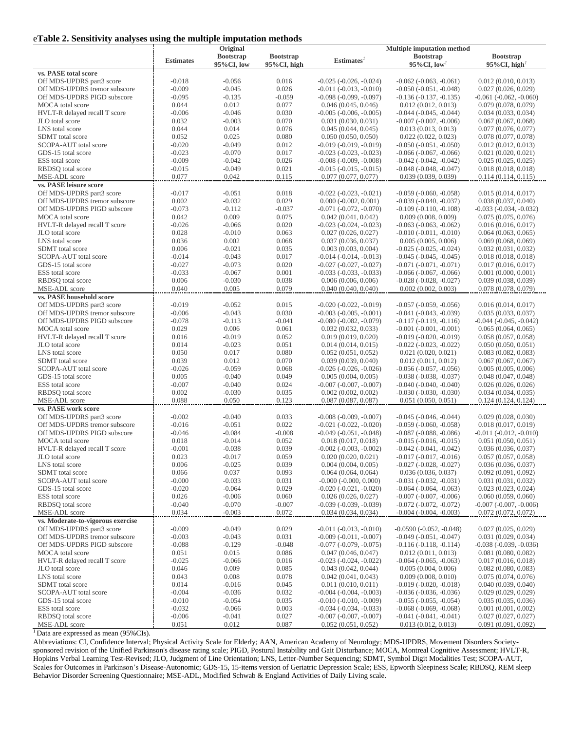**eTable 2. Sensitivity analyses using the multiple imputation methods**

| | Original | | | Multiple imputation method | | |
|---|---|---|---|---|---|---|
| | Estimates | Bootstrap 95%CI, low | Bootstrap 95%CI, high | Estimates[1] | Bootstrap 95%CI, low[1] | Bootstrap 95%CI, high[1] |
| **vs. PASE total score** | | | | | | |
| Off MDS-UPDRS part3 score | -0.018 | -0.056 | 0.016 | -0.025 (-0.026, -0.024) | -0.062 (-0.063, -0.061) | 0.012 (0.010, 0.013) |
| Off MDS-UPDRS tremor subscore | -0.009 | -0.045 | 0.026 | -0.011 (-0.013, -0.010) | -0.050 (-0.051, -0.048) | 0.027 (0.026, 0.029) |
| Off MDS-UPDRS PIGD subscore | -0.095 | -0.135 | -0.059 | -0.098 (-0.099, -0.097) | -0.136 (-0.137, -0.135) | -0.061 (-0.062, -0.060) |
| MOCA total score | 0.044 | 0.012 | 0.077 | 0.046 (0.045, 0.046) | 0.012 (0.012, 0.013) | 0.079 (0.078, 0.079) |
| HVLT-R delayed recall T score | -0.006 | -0.046 | 0.030 | -0.005 (-0.006, -0.005) | -0.044 (-0.045, -0.044) | 0.034 (0.033, 0.034) |
| JLO total score | 0.032 | -0.003 | 0.070 | 0.031 (0.030, 0.031) | -0.007 (-0.007, -0.006) | 0.067 (0.067, 0.068) |
| LNS total score | 0.044 | 0.014 | 0.076 | 0.045 (0.044, 0.045) | 0.013 (0.013, 0.013) | 0.077 (0.076, 0.077) |
| SDMT total score | 0.052 | 0.025 | 0.080 | 0.050 (0.050, 0.050) | 0.022 (0.022, 0.023) | 0.078 (0.077, 0.078) |
| SCOPA-AUT total score | -0.020 | -0.049 | 0.012 | -0.019 (-0.019, -0.019) | -0.050 (-0.051, -0.050) | 0.012 (0.012, 0.013) |
| GDS-15 total score | -0.023 | -0.070 | 0.017 | -0.023 (-0.023, -0.023) | -0.066 (-0.067, -0.066) | 0.021 (0.020, 0.021) |
| ESS total score | -0.009 | -0.042 | 0.026 | -0.008 (-0.009, -0.008) | -0.042 (-0.042, -0.042) | 0.025 (0.025, 0.025) |
| RBDSQ total score | -0.015 | -0.049 | 0.021 | -0.015 (-0.015, -0.015) | -0.048 (-0.048, -0.047) | 0.018 (0.018, 0.018) |
| MSE-ADL score | 0.077 | 0.042 | 0.115 | 0.077 (0.077, 0.077) | 0.039 (0.039, 0.039) | 0.114 (0.114, 0.115) |
| **vs. PASE leisure score** | | | | | | |
| Off MDS-UPDRS part3 score | -0.017 | -0.051 | 0.018 | -0.022 (-0.023, -0.021) | -0.059 (-0.060, -0.058) | 0.015 (0.014, 0.017) |
| Off MDS-UPDRS tremor subscore | 0.002 | -0.032 | 0.029 | 0.000 (-0.002, 0.001) | -0.039 (-0.040, -0.037) | 0.038 (0.037, 0.040) |
| Off MDS-UPDRS PIGD subscore | -0.073 | -0.112 | -0.037 | -0.071 (-0.072, -0.070) | -0.109 (-0.110, -0.108) | -0.033 (-0.034, -0.032) |
| MOCA total score | 0.042 | 0.009 | 0.075 | 0.042 (0.041, 0.042) | 0.009 (0.008, 0.009) | 0.075 (0.075, 0.076) |
| HVLT-R delayed recall T score | -0.026 | -0.066 | 0.020 | -0.023 (-0.024, -0.023) | -0.063 (-0.063, -0.062) | 0.016 (0.016, 0.017) |
| JLO total score | 0.028 | -0.010 | 0.063 | 0.027 (0.026, 0.027) | -0.010 (-0.011, -0.010) | 0.064 (0.063, 0.065) |
| LNS total score | 0.036 | 0.002 | 0.068 | 0.037 (0.036, 0.037) | 0.005 (0.005, 0.006) | 0.069 (0.068, 0.069) |
| SDMT total score | 0.006 | -0.021 | 0.035 | 0.003 (0.003, 0.004) | -0.025 (-0.025, -0.024) | 0.032 (0.031, 0.032) |
| SCOPA-AUT total score | -0.014 | -0.043 | 0.017 | -0.014 (-0.014, -0.013) | -0.045 (-0.045, -0.045) | 0.018 (0.018, 0.018) |
| GDS-15 total score | -0.027 | -0.073 | 0.020 | -0.027 (-0.027, -0.027) | -0.071 (-0.071, -0.071) | 0.017 (0.016, 0.017) |
| ESS total score | -0.033 | -0.067 | 0.001 | -0.033 (-0.033, -0.033) | -0.066 (-0.067, -0.066) | 0.001 (0.000, 0.001) |
| RBDSQ total score | 0.006 | -0.030 | 0.038 | 0.006 (0.006, 0.006) | -0.028 (-0.028, -0.027) | 0.039 (0.038, 0.039) |
| MSE-ADL score | 0.040 | 0.005 | 0.079 | 0.040 (0.040, 0.040) | 0.002 (0.002, 0.003) | 0.078 (0.078, 0.079) |
| **vs. PASE household score** | | | | | | |
| Off MDS-UPDRS part3 score | -0.019 | -0.052 | 0.015 | -0.020 (-0.022, -0.019) | -0.057 (-0.059, -0.056) | 0.016 (0.014, 0.017) |
| Off MDS-UPDRS tremor subscore | -0.006 | -0.043 | 0.030 | -0.003 (-0.005, -0.001) | -0.041 (-0.043, -0.039) | 0.035 (0.033, 0.037) |
| Off MDS-UPDRS PIGD subscore | -0.078 | -0.113 | -0.041 | -0.080 (-0.082, -0.079) | -0.117 (-0.119, -0.116) | -0.044 (-0.045, -0.042) |
| MOCA total score | 0.029 | 0.006 | 0.061 | 0.032 (0.032, 0.033) | -0.001 (-0.001, -0.001) | 0.065 (0.064, 0.065) |
| HVLT-R delayed recall T score | 0.016 | -0.019 | 0.052 | 0.019 (0.019, 0.020) | -0.019 (-0.020, -0.019) | 0.058 (0.057, 0.058) |
| JLO total score | 0.014 | -0.023 | 0.051 | 0.014 (0.014, 0.015) | -0.022 (-0.023, -0.022) | 0.050 (0.050, 0.051) |
| LNS total score | 0.050 | 0.017 | 0.080 | 0.052 (0.051, 0.052) | 0.021 (0.020, 0.021) | 0.083 (0.082, 0.083) |
| SDMT total score | 0.039 | 0.012 | 0.070 | 0.039 (0.039, 0.040) | 0.012 (0.011, 0.012) | 0.067 (0.067, 0.067) |
| SCOPA-AUT total score | -0.026 | -0.059 | 0.068 | -0.026 (-0.026, -0.026) | -0.056 (-0.057, -0.056) | 0.005 (0.005, 0.006) |
| GDS-15 total score | 0.005 | -0.040 | 0.049 | 0.005 (0.004, 0.005) | -0.038 (-0.038, -0.037) | 0.048 (0.047, 0.048) |
| ESS total score | -0.007 | -0.040 | 0.024 | -0.007 (-0.007, -0.007) | -0.040 (-0.040, -0.040) | 0.026 (0.026, 0.026) |
| RBDSQ total score | 0.002 | -0.030 | 0.035 | 0.002 (0.002, 0.002) | -0.030 (-0.030, -0.030) | 0.034 (0.034, 0.035) |
| MSE-ADL score | 0.088 | 0.050 | 0.123 | 0.087 (0.087, 0.087) | 0.051 (0.050, 0.051) | 0.124 (0.124, 0.124) |
| **vs. PASE work score** | | | | | | |
| Off MDS-UPDRS part3 score | -0.002 | -0.040 | 0.033 | -0.008 (-0.009, -0.007) | -0.045 (-0.046, -0.044) | 0.029 (0.028, 0.030) |
| Off MDS-UPDRS tremor subscore | -0.016 | -0.051 | 0.022 | -0.021 (-0.022, -0.020) | -0.059 (-0.060, -0.058) | 0.018 (0.017, 0.019) |
| Off MDS-UPDRS PIGD subscore | -0.046 | -0.084 | -0.008 | -0.049 (-0.051, -0.048) | -0.087 (-0.088, -0.086) | -0.011 (-0.012, -0.010) |
| MOCA total score | 0.018 | -0.014 | 0.052 | 0.018 (0.017, 0.018) | -0.015 (-0.016, -0.015) | 0.051 (0.050, 0.051) |
| HVLT-R delayed recall T score | -0.001 | -0.038 | 0.039 | -0.002 (-0.003, -0.002) | -0.042 (-0.041, -0.042) | 0.036 (0.036, 0.037) |
| JLO total score | 0.023 | -0.017 | 0.059 | 0.020 (0.020, 0.021) | -0.017 (-0.017, -0.016) | 0.057 (0.057, 0.058) |
| LNS total score | 0.006 | -0.025 | 0.039 | 0.004 (0.004, 0.005) | -0.027 (-0.028, -0.027) | 0.036 (0.036, 0.037) |
| SDMT total score | 0.066 | 0.037 | 0.093 | 0.064 (0.064, 0.064) | 0.036 (0.036, 0.037) | 0.092 (0.091, 0.092) |
| SCOPA-AUT total score | -0.000 | -0.033 | 0.031 | -0.000 (-0.000, 0.000) | -0.031 (-0.032, -0.031) | 0.031 (0.031, 0.032) |
| GDS-15 total score | -0.020 | -0.064 | 0.029 | -0.020 (-0.021, -0.020) | -0.064 (-0.064, -0.063) | 0.023 (0.023, 0.024) |
| ESS total score | 0.026 | -0.006 | 0.060 | 0.026 (0.026, 0.027) | -0.007 (-0.007, -0.006) | 0.060 (0.059, 0.060) |
| RBDSQ total score | -0.040 | -0.070 | -0.007 | -0.039 (-0.039, -0.039) | -0.072 (-0.072, -0.072) | -0.007 (-0.007, -0.006) |
| MSE-ADL score | 0.034 | -0.003 | 0.072 | 0.034 (0.034, 0.034) | -0.004 (-0.004, -0.003) | 0.072 (0.072, 0.072) |
| **vs. Moderate-to-vigorous exercise** | | | | | | |
| Off MDS-UPDRS part3 score | -0.009 | -0.049 | 0.029 | -0.011 (-0.013, -0.010) | -0.0590 (-0.052, -0.048) | 0.027 (0.025, 0.029) |
| Off MDS-UPDRS tremor subscore | -0.003 | -0.043 | 0.031 | -0.009 (-0.011, -0.007) | -0.049 (-0.051, -0.047) | 0.031 (0.029, 0.034) |
| Off MDS-UPDRS PIGD subscore | -0.088 | -0.129 | -0.048 | -0.077 (-0.079, -0.075) | -0.116 (-0.118, -0.114) | -0.038 (-0.039, -0.036) |
| MOCA total score | 0.051 | 0.015 | 0.086 | 0.047 (0.046, 0.047) | 0.012 (0.011, 0.013) | 0.081 (0.080, 0.082) |
| HVLT-R delayed recall T score | -0.025 | -0.066 | 0.016 | -0.023 (-0.024, -0.022) | -0.064 (-0.065, -0.063) | 0.017 (0.016, 0.018) |
| JLO total score | 0.046 | 0.009 | 0.085 | 0.043 (0.042, 0.044) | 0.005 (0.004, 0.006) | 0.082 (0.080, 0.083) |
| LNS total score | 0.043 | 0.008 | 0.078 | 0.042 (0.041, 0.043) | 0.009 (0.008, 0.010) | 0.075 (0.074, 0.076) |
| SDMT total score | 0.014 | -0.016 | 0.045 | 0.011 (0.010, 0.011) | -0.019 (-0.020, -0.018) | 0.040 (0.039, 0.040) |
| SCOPA-AUT total score | -0.004 | -0.036 | 0.032 | -0.004 (-0.004, -0.003) | -0.036 (-0.036, -0.036) | 0.029 (0.029, 0.029) |
| GDS-15 total score | -0.010 | -0.054 | 0.035 | -0.010 (-0.010, -0.009) | -0.055 (-0.055, -0.054) | 0.035 (0.035, 0.036) |
| ESS total score | -0.032 | -0.066 | 0.003 | -0.034 (-0.034, -0.033) | -0.068 (-0.069, -0.068) | 0.001 (0.001, 0.002) |
| RBDSQ total score | -0.006 | -0.041 | 0.027 | -0.007 (-0.007, -0.007) | -0.041 (-0.041, -0.041) | 0.027 (0.027, 0.027) |
| MSE-ADL score | 0.051 | 0.012 | 0.087 | 0.052 (0.051, 0.052) | 0.013 (0.012, 0.013) | 0.091 (0.091, 0.092) |

[1] Data are expressed as mean (95%CIs).

Abbreviations: CI, Confidence Interval; Physical Activity Scale for Elderly; AAN, American Academy of Neurology; MDS-UPDRS, Movement Disorders Society-sponsored revision of the Unified Parkinson's disease rating scale; PIGD, Postural Instability and Gait Disturbance; MOCA, Montreal Cognitive Assessment; HVLT-R, Hopkins Verbal Learning Test-Revised; JLO, Judgment of Line Orientation; LNS, Letter-Number Sequencing; SDMT, Symbol Digit Modalities Test; SCOPA-AUT, Scales for Outcomes in Parkinson's Disease-Autonomic; GDS-15, 15-items version of Geriatric Depression Scale; ESS, Epworth Sleepiness Scale; RBDSQ, REM sleep Behavior Disorder Screening Questionnaire; MSE-ADL, Modified Schwab & England Activities of Daily Living scale.